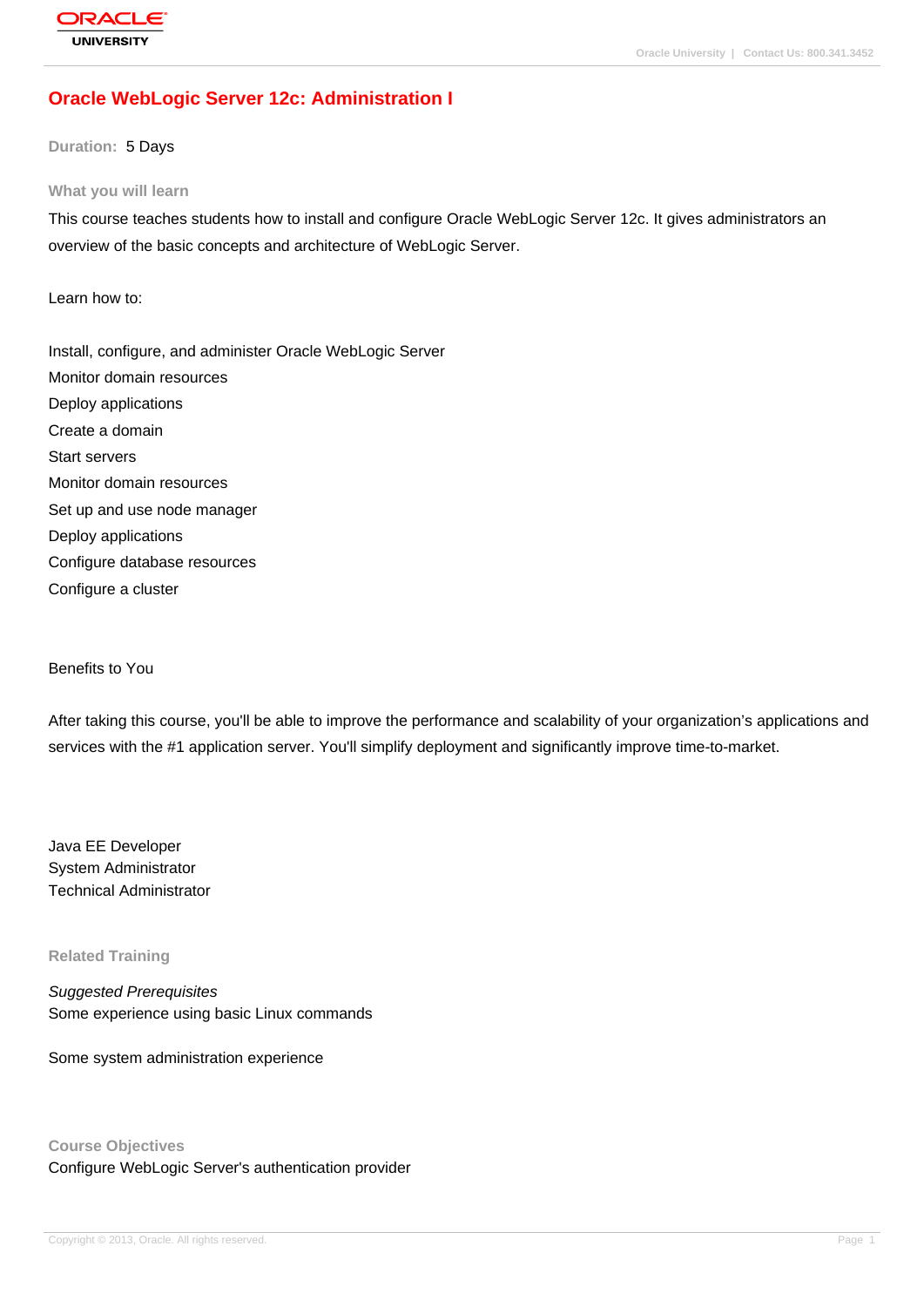# Oracle WebLogic Server 12c: Administration I

**Duration:** 5 Days

## What you will learn

This course teaches students how to install and configure Oracle WebLogic Server 12c. It gives administrators an overview of the basic concepts and architecture of WebLogic Server.

Learn how to:

Install, configure, and administer Oracle WebLogic Server
Monitor domain resources
Deploy applications
Create a domain
Start servers
Monitor domain resources
Set up and use node manager
Deploy applications
Configure database resources
Configure a cluster

Benefits to You

After taking this course, you'll be able to improve the performance and scalability of your organization's applications and services with the #1 application server. You'll simplify deployment and significantly improve time-to-market.

Java EE Developer
System Administrator
Technical Administrator

## Related Training

*Suggested Prerequisites*
Some experience using basic Linux commands

Some system administration experience

## Course Objectives

Configure WebLogic Server's authentication provider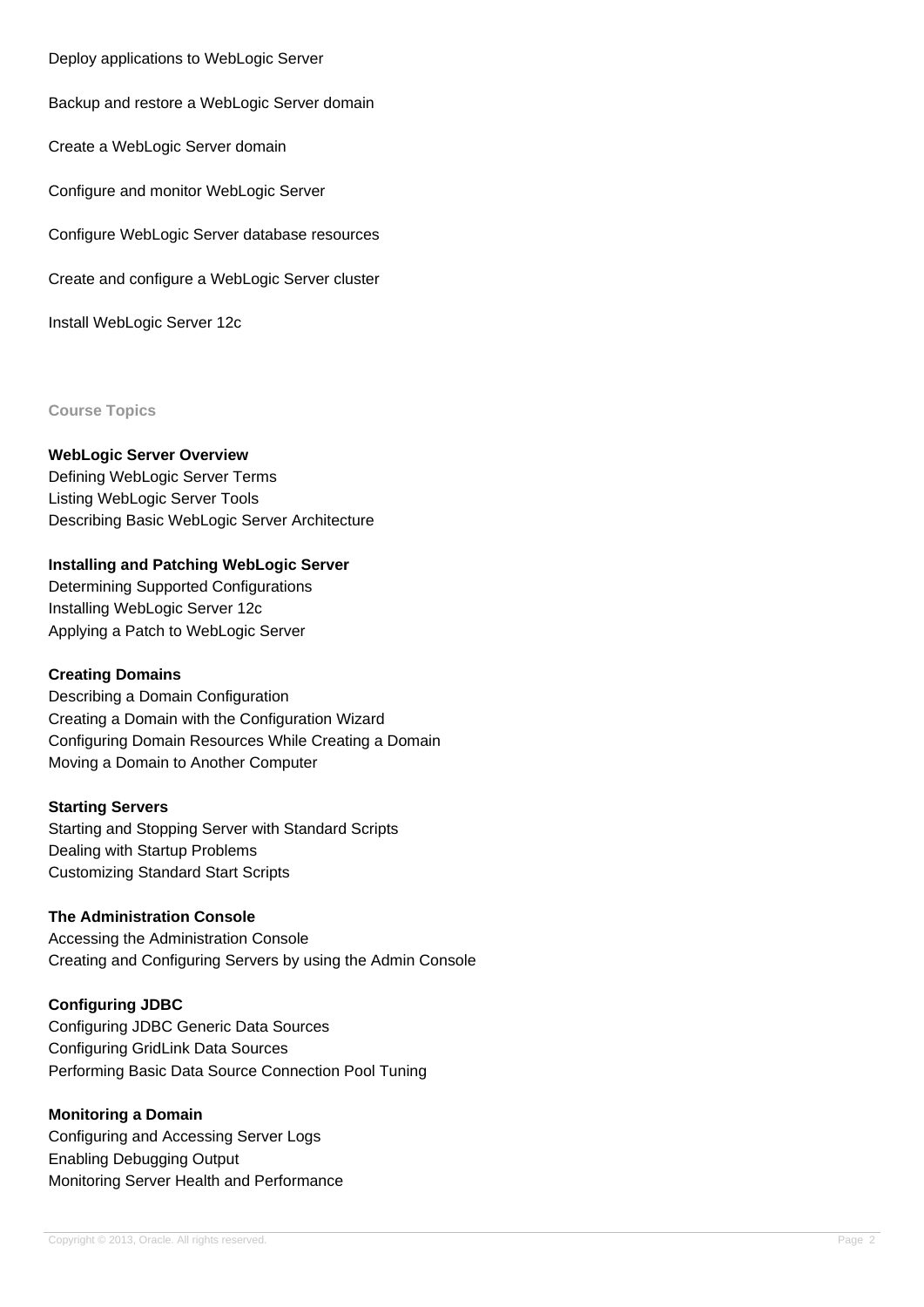Deploy applications to WebLogic Server

Backup and restore a WebLogic Server domain

Create a WebLogic Server domain

Configure and monitor WebLogic Server

Configure WebLogic Server database resources

Create and configure a WebLogic Server cluster

Install WebLogic Server 12c

## Course Topics

### WebLogic Server Overview

Defining WebLogic Server Terms
Listing WebLogic Server Tools
Describing Basic WebLogic Server Architecture

### Installing and Patching WebLogic Server

Determining Supported Configurations
Installing WebLogic Server 12c
Applying a Patch to WebLogic Server

### Creating Domains

Describing a Domain Configuration
Creating a Domain with the Configuration Wizard
Configuring Domain Resources While Creating a Domain
Moving a Domain to Another Computer

### Starting Servers

Starting and Stopping Server with Standard Scripts
Dealing with Startup Problems
Customizing Standard Start Scripts

### The Administration Console

Accessing the Administration Console
Creating and Configuring Servers by using the Admin Console

### Configuring JDBC

Configuring JDBC Generic Data Sources
Configuring GridLink Data Sources
Performing Basic Data Source Connection Pool Tuning

### Monitoring a Domain

Configuring and Accessing Server Logs
Enabling Debugging Output
Monitoring Server Health and Performance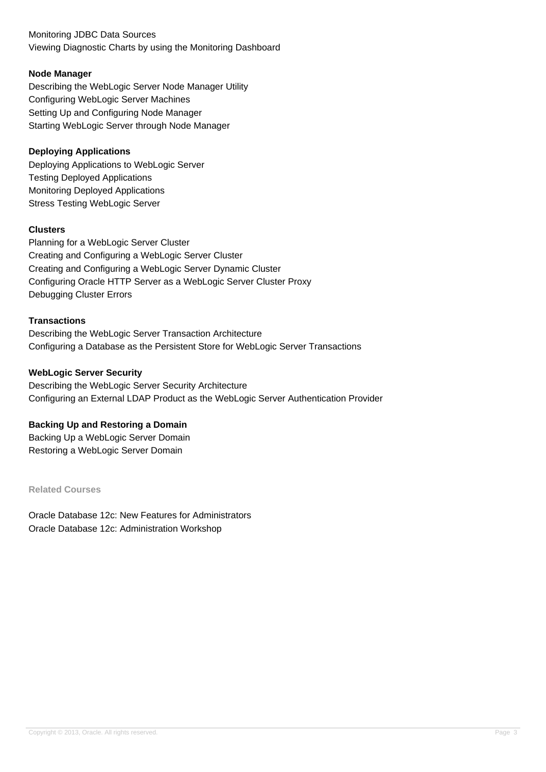Monitoring JDBC Data Sources
Viewing Diagnostic Charts by using the Monitoring Dashboard

**Node Manager**

Describing the WebLogic Server Node Manager Utility
Configuring WebLogic Server Machines
Setting Up and Configuring Node Manager
Starting WebLogic Server through Node Manager

**Deploying Applications**

Deploying Applications to WebLogic Server
Testing Deployed Applications
Monitoring Deployed Applications
Stress Testing WebLogic Server

**Clusters**

Planning for a WebLogic Server Cluster
Creating and Configuring a WebLogic Server Cluster
Creating and Configuring a WebLogic Server Dynamic Cluster
Configuring Oracle HTTP Server as a WebLogic Server Cluster Proxy
Debugging Cluster Errors

**Transactions**

Describing the WebLogic Server Transaction Architecture
Configuring a Database as the Persistent Store for WebLogic Server Transactions

**WebLogic Server Security**

Describing the WebLogic Server Security Architecture
Configuring an External LDAP Product as the WebLogic Server Authentication Provider

**Backing Up and Restoring a Domain**

Backing Up a WebLogic Server Domain
Restoring a WebLogic Server Domain

## Related Courses

Oracle Database 12c: New Features for Administrators
Oracle Database 12c: Administration Workshop